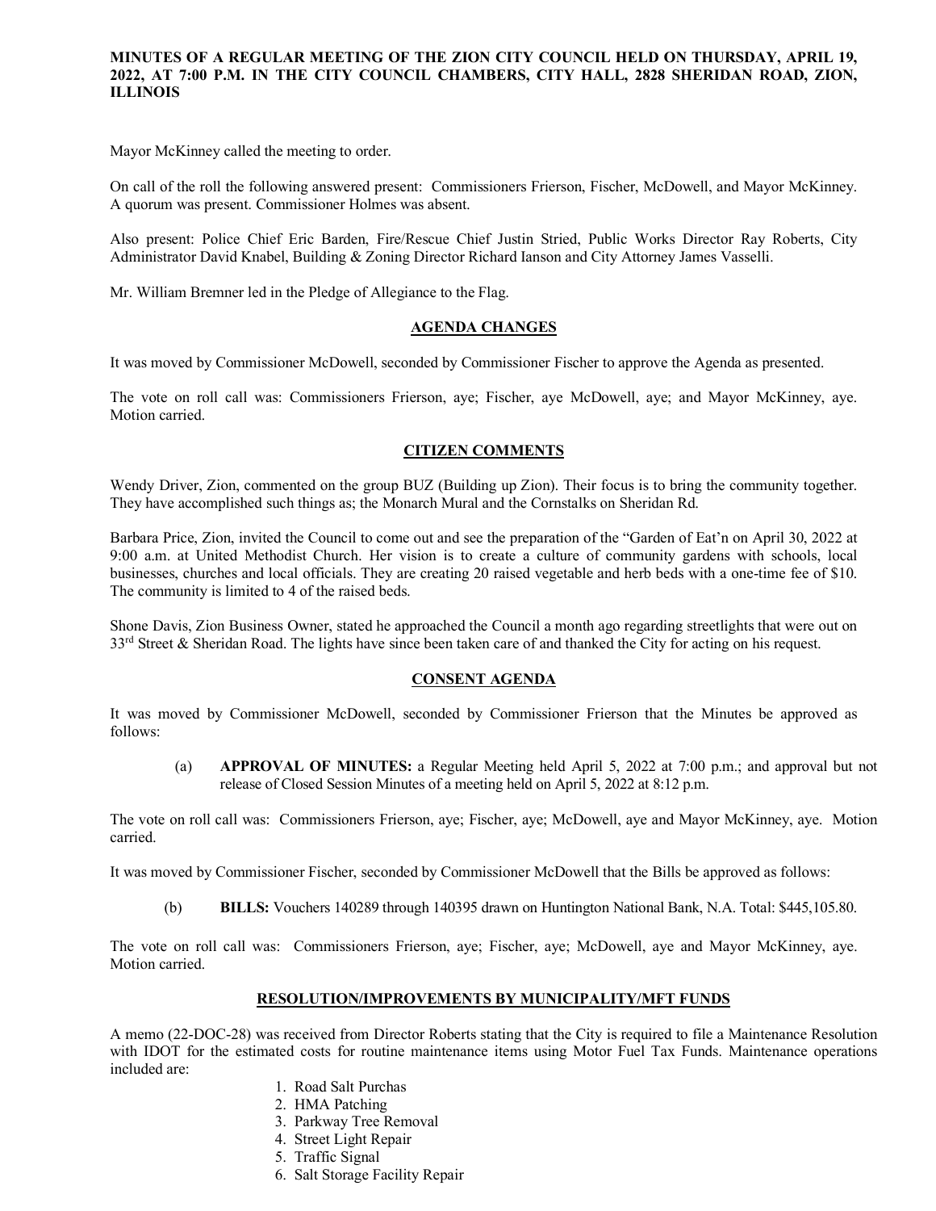**MINUTES OF A REGULAR MEETING OF THE ZION CITY COUNCIL HELD ON THURSDAY, APRIL 19, 2022, AT 7:00 P.M. IN THE CITY COUNCIL CHAMBERS, CITY HALL, 2828 SHERIDAN ROAD, ZION, ILLINOIS**

Mayor McKinney called the meeting to order.

On call of the roll the following answered present: Commissioners Frierson, Fischer, McDowell, and Mayor McKinney. A quorum was present. Commissioner Holmes was absent.

Also present: Police Chief Eric Barden, Fire/Rescue Chief Justin Stried, Public Works Director Ray Roberts, City Administrator David Knabel, Building & Zoning Director Richard Ianson and City Attorney James Vasselli.

Mr. William Bremner led in the Pledge of Allegiance to the Flag.

## AGENDA CHANGES

It was moved by Commissioner McDowell, seconded by Commissioner Fischer to approve the Agenda as presented.

The vote on roll call was: Commissioners Frierson, aye; Fischer, aye McDowell, aye; and Mayor McKinney, aye. Motion carried.

## CITIZEN COMMENTS

Wendy Driver, Zion, commented on the group BUZ (Building up Zion). Their focus is to bring the community together. They have accomplished such things as; the Monarch Mural and the Cornstalks on Sheridan Rd.

Barbara Price, Zion, invited the Council to come out and see the preparation of the "Garden of Eat'n on April 30, 2022 at 9:00 a.m. at United Methodist Church. Her vision is to create a culture of community gardens with schools, local businesses, churches and local officials. They are creating 20 raised vegetable and herb beds with a one-time fee of $10. The community is limited to 4 of the raised beds.

Shone Davis, Zion Business Owner, stated he approached the Council a month ago regarding streetlights that were out on 33rd Street & Sheridan Road. The lights have since been taken care of and thanked the City for acting on his request.

## CONSENT AGENDA

It was moved by Commissioner McDowell, seconded by Commissioner Frierson that the Minutes be approved as follows:

(a) **APPROVAL OF MINUTES:** a Regular Meeting held April 5, 2022 at 7:00 p.m.; and approval but not release of Closed Session Minutes of a meeting held on April 5, 2022 at 8:12 p.m.

The vote on roll call was: Commissioners Frierson, aye; Fischer, aye; McDowell, aye and Mayor McKinney, aye. Motion carried.

It was moved by Commissioner Fischer, seconded by Commissioner McDowell that the Bills be approved as follows:

(b) **BILLS:** Vouchers 140289 through 140395 drawn on Huntington National Bank, N.A. Total: $445,105.80.

The vote on roll call was: Commissioners Frierson, aye; Fischer, aye; McDowell, aye and Mayor McKinney, aye. Motion carried.

## RESOLUTION/IMPROVEMENTS BY MUNICIPALITY/MFT FUNDS

A memo (22-DOC-28) was received from Director Roberts stating that the City is required to file a Maintenance Resolution with IDOT for the estimated costs for routine maintenance items using Motor Fuel Tax Funds. Maintenance operations included are:

1. Road Salt Purchas
2. HMA Patching
3. Parkway Tree Removal
4. Street Light Repair
5. Traffic Signal
6. Salt Storage Facility Repair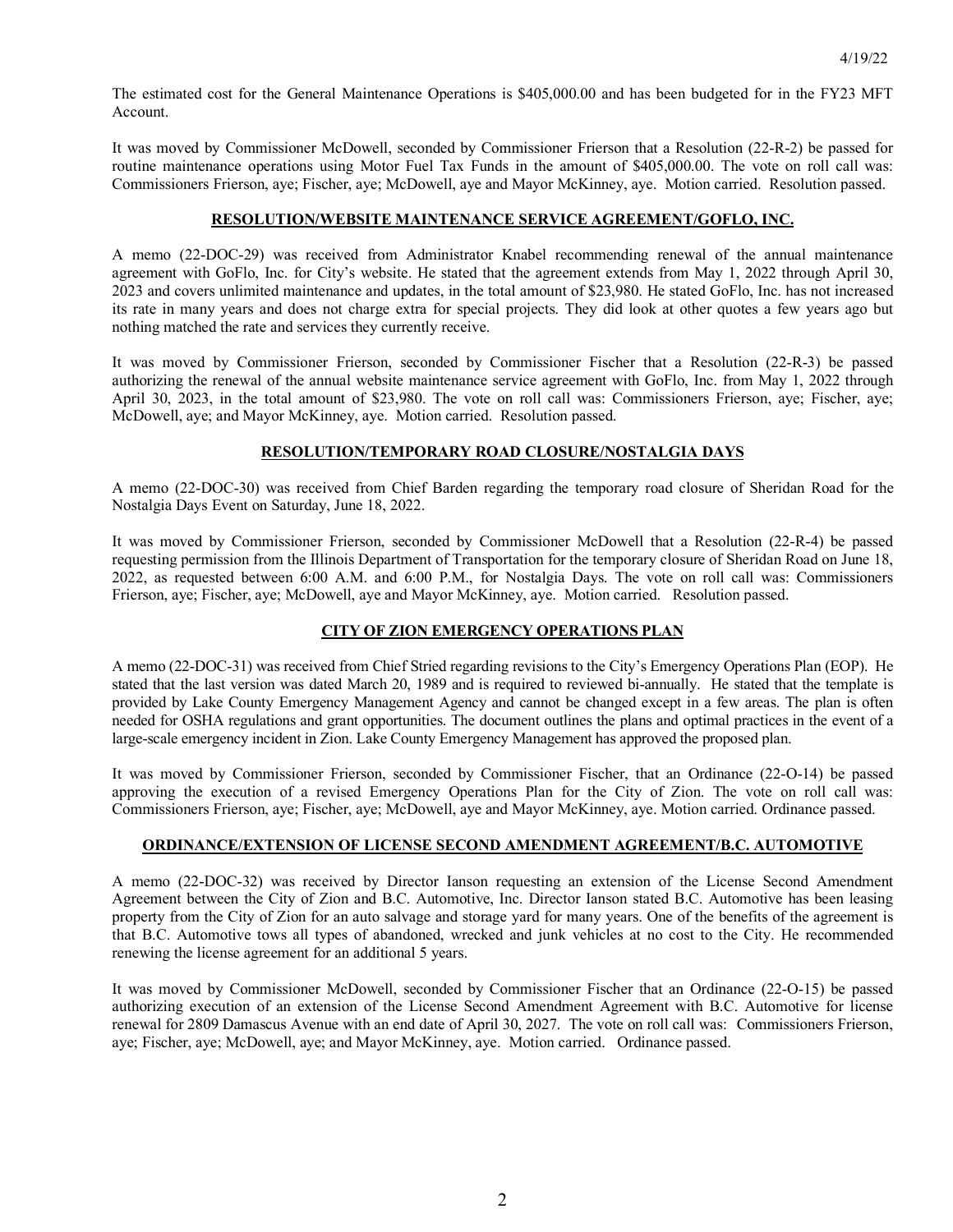The estimated cost for the General Maintenance Operations is $405,000.00 and has been budgeted for in the FY23 MFT Account.

It was moved by Commissioner McDowell, seconded by Commissioner Frierson that a Resolution (22-R-2) be passed for routine maintenance operations using Motor Fuel Tax Funds in the amount of $405,000.00. The vote on roll call was: Commissioners Frierson, aye; Fischer, aye; McDowell, aye and Mayor McKinney, aye. Motion carried. Resolution passed.

**RESOLUTION/WEBSITE MAINTENANCE SERVICE AGREEMENT/GOFLO, INC.**

A memo (22-DOC-29) was received from Administrator Knabel recommending renewal of the annual maintenance agreement with GoFlo, Inc. for City's website. He stated that the agreement extends from May 1, 2022 through April 30, 2023 and covers unlimited maintenance and updates, in the total amount of $23,980. He stated GoFlo, Inc. has not increased its rate in many years and does not charge extra for special projects. They did look at other quotes a few years ago but nothing matched the rate and services they currently receive.

It was moved by Commissioner Frierson, seconded by Commissioner Fischer that a Resolution (22-R-3) be passed authorizing the renewal of the annual website maintenance service agreement with GoFlo, Inc. from May 1, 2022 through April 30, 2023, in the total amount of $23,980. The vote on roll call was: Commissioners Frierson, aye; Fischer, aye; McDowell, aye; and Mayor McKinney, aye. Motion carried. Resolution passed.

**RESOLUTION/TEMPORARY ROAD CLOSURE/NOSTALGIA DAYS**

A memo (22-DOC-30) was received from Chief Barden regarding the temporary road closure of Sheridan Road for the Nostalgia Days Event on Saturday, June 18, 2022.

It was moved by Commissioner Frierson, seconded by Commissioner McDowell that a Resolution (22-R-4) be passed requesting permission from the Illinois Department of Transportation for the temporary closure of Sheridan Road on June 18, 2022, as requested between 6:00 A.M. and 6:00 P.M., for Nostalgia Days. The vote on roll call was: Commissioners Frierson, aye; Fischer, aye; McDowell, aye and Mayor McKinney, aye. Motion carried. Resolution passed.

**CITY OF ZION EMERGENCY OPERATIONS PLAN**

A memo (22-DOC-31) was received from Chief Stried regarding revisions to the City's Emergency Operations Plan (EOP). He stated that the last version was dated March 20, 1989 and is required to reviewed bi-annually. He stated that the template is provided by Lake County Emergency Management Agency and cannot be changed except in a few areas. The plan is often needed for OSHA regulations and grant opportunities. The document outlines the plans and optimal practices in the event of a large-scale emergency incident in Zion. Lake County Emergency Management has approved the proposed plan.

It was moved by Commissioner Frierson, seconded by Commissioner Fischer, that an Ordinance (22-O-14) be passed approving the execution of a revised Emergency Operations Plan for the City of Zion. The vote on roll call was: Commissioners Frierson, aye; Fischer, aye; McDowell, aye and Mayor McKinney, aye. Motion carried. Ordinance passed.

**ORDINANCE/EXTENSION OF LICENSE SECOND AMENDMENT AGREEMENT/B.C. AUTOMOTIVE**

A memo (22-DOC-32) was received by Director Ianson requesting an extension of the License Second Amendment Agreement between the City of Zion and B.C. Automotive, Inc. Director Ianson stated B.C. Automotive has been leasing property from the City of Zion for an auto salvage and storage yard for many years. One of the benefits of the agreement is that B.C. Automotive tows all types of abandoned, wrecked and junk vehicles at no cost to the City. He recommended renewing the license agreement for an additional 5 years.

It was moved by Commissioner McDowell, seconded by Commissioner Fischer that an Ordinance (22-O-15) be passed authorizing execution of an extension of the License Second Amendment Agreement with B.C. Automotive for license renewal for 2809 Damascus Avenue with an end date of April 30, 2027. The vote on roll call was: Commissioners Frierson, aye; Fischer, aye; McDowell, aye; and Mayor McKinney, aye. Motion carried. Ordinance passed.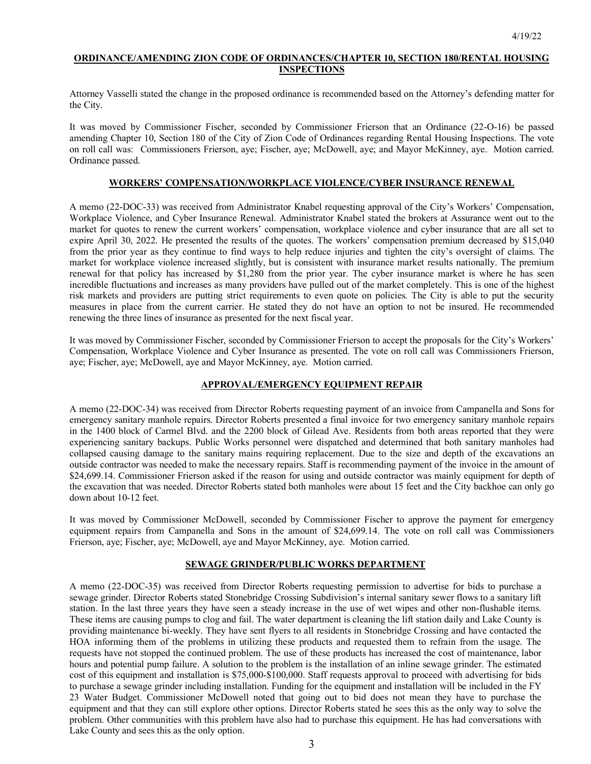## ORDINANCE/AMENDING ZION CODE OF ORDINANCES/CHAPTER 10, SECTION 180/RENTAL HOUSING INSPECTIONS

Attorney Vasselli stated the change in the proposed ordinance is recommended based on the Attorney's defending matter for the City.

It was moved by Commissioner Fischer, seconded by Commissioner Frierson that an Ordinance (22-O-16) be passed amending Chapter 10, Section 180 of the City of Zion Code of Ordinances regarding Rental Housing Inspections. The vote on roll call was: Commissioners Frierson, aye; Fischer, aye; McDowell, aye; and Mayor McKinney, aye. Motion carried. Ordinance passed.

## WORKERS' COMPENSATION/WORKPLACE VIOLENCE/CYBER INSURANCE RENEWAL

A memo (22-DOC-33) was received from Administrator Knabel requesting approval of the City's Workers' Compensation, Workplace Violence, and Cyber Insurance Renewal. Administrator Knabel stated the brokers at Assurance went out to the market for quotes to renew the current workers' compensation, workplace violence and cyber insurance that are all set to expire April 30, 2022. He presented the results of the quotes. The workers' compensation premium decreased by $15,040 from the prior year as they continue to find ways to help reduce injuries and tighten the city's oversight of claims. The market for workplace violence increased slightly, but is consistent with insurance market results nationally. The premium renewal for that policy has increased by $1,280 from the prior year. The cyber insurance market is where he has seen incredible fluctuations and increases as many providers have pulled out of the market completely. This is one of the highest risk markets and providers are putting strict requirements to even quote on policies. The City is able to put the security measures in place from the current carrier. He stated they do not have an option to not be insured. He recommended renewing the three lines of insurance as presented for the next fiscal year.

It was moved by Commissioner Fischer, seconded by Commissioner Frierson to accept the proposals for the City's Workers' Compensation, Workplace Violence and Cyber Insurance as presented. The vote on roll call was Commissioners Frierson, aye; Fischer, aye; McDowell, aye and Mayor McKinney, aye. Motion carried.

## APPROVAL/EMERGENCY EQUIPMENT REPAIR

A memo (22-DOC-34) was received from Director Roberts requesting payment of an invoice from Campanella and Sons for emergency sanitary manhole repairs. Director Roberts presented a final invoice for two emergency sanitary manhole repairs in the 1400 block of Carmel Blvd. and the 2200 block of Gilead Ave. Residents from both areas reported that they were experiencing sanitary backups. Public Works personnel were dispatched and determined that both sanitary manholes had collapsed causing damage to the sanitary mains requiring replacement. Due to the size and depth of the excavations an outside contractor was needed to make the necessary repairs. Staff is recommending payment of the invoice in the amount of $24,699.14. Commissioner Frierson asked if the reason for using and outside contractor was mainly equipment for depth of the excavation that was needed. Director Roberts stated both manholes were about 15 feet and the City backhoe can only go down about 10-12 feet.

It was moved by Commissioner McDowell, seconded by Commissioner Fischer to approve the payment for emergency equipment repairs from Campanella and Sons in the amount of $24,699.14. The vote on roll call was Commissioners Frierson, aye; Fischer, aye; McDowell, aye and Mayor McKinney, aye. Motion carried.

## SEWAGE GRINDER/PUBLIC WORKS DEPARTMENT

A memo (22-DOC-35) was received from Director Roberts requesting permission to advertise for bids to purchase a sewage grinder. Director Roberts stated Stonebridge Crossing Subdivision's internal sanitary sewer flows to a sanitary lift station. In the last three years they have seen a steady increase in the use of wet wipes and other non-flushable items. These items are causing pumps to clog and fail. The water department is cleaning the lift station daily and Lake County is providing maintenance bi-weekly. They have sent flyers to all residents in Stonebridge Crossing and have contacted the HOA informing them of the problems in utilizing these products and requested them to refrain from the usage. The requests have not stopped the continued problem. The use of these products has increased the cost of maintenance, labor hours and potential pump failure. A solution to the problem is the installation of an inline sewage grinder. The estimated cost of this equipment and installation is $75,000-$100,000. Staff requests approval to proceed with advertising for bids to purchase a sewage grinder including installation. Funding for the equipment and installation will be included in the FY 23 Water Budget. Commissioner McDowell noted that going out to bid does not mean they have to purchase the equipment and that they can still explore other options. Director Roberts stated he sees this as the only way to solve the problem. Other communities with this problem have also had to purchase this equipment. He has had conversations with Lake County and sees this as the only option.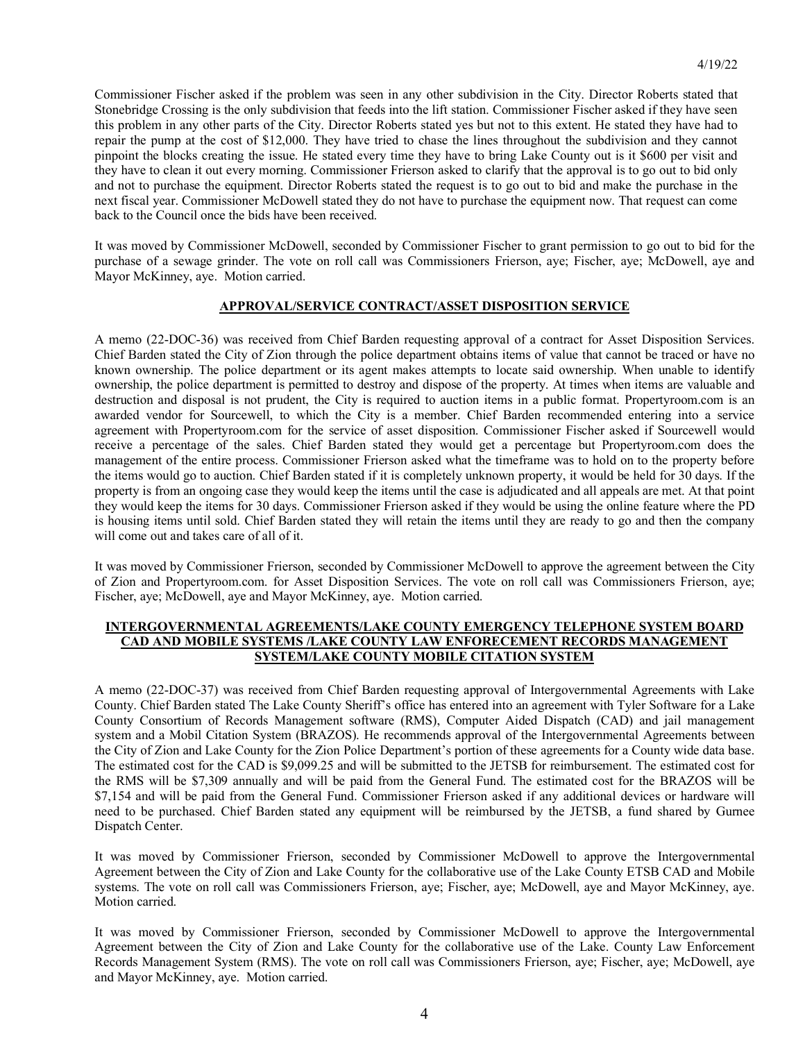Commissioner Fischer asked if the problem was seen in any other subdivision in the City. Director Roberts stated that Stonebridge Crossing is the only subdivision that feeds into the lift station. Commissioner Fischer asked if they have seen this problem in any other parts of the City. Director Roberts stated yes but not to this extent. He stated they have had to repair the pump at the cost of $12,000. They have tried to chase the lines throughout the subdivision and they cannot pinpoint the blocks creating the issue. He stated every time they have to bring Lake County out is it $600 per visit and they have to clean it out every morning. Commissioner Frierson asked to clarify that the approval is to go out to bid only and not to purchase the equipment. Director Roberts stated the request is to go out to bid and make the purchase in the next fiscal year. Commissioner McDowell stated they do not have to purchase the equipment now. That request can come back to the Council once the bids have been received.

It was moved by Commissioner McDowell, seconded by Commissioner Fischer to grant permission to go out to bid for the purchase of a sewage grinder. The vote on roll call was Commissioners Frierson, aye; Fischer, aye; McDowell, aye and Mayor McKinney, aye. Motion carried.

## APPROVAL/SERVICE CONTRACT/ASSET DISPOSITION SERVICE

A memo (22-DOC-36) was received from Chief Barden requesting approval of a contract for Asset Disposition Services. Chief Barden stated the City of Zion through the police department obtains items of value that cannot be traced or have no known ownership. The police department or its agent makes attempts to locate said ownership. When unable to identify ownership, the police department is permitted to destroy and dispose of the property. At times when items are valuable and destruction and disposal is not prudent, the City is required to auction items in a public format. Propertyroom.com is an awarded vendor for Sourcewell, to which the City is a member. Chief Barden recommended entering into a service agreement with Propertyroom.com for the service of asset disposition. Commissioner Fischer asked if Sourcewell would receive a percentage of the sales. Chief Barden stated they would get a percentage but Propertyroom.com does the management of the entire process. Commissioner Frierson asked what the timeframe was to hold on to the property before the items would go to auction. Chief Barden stated if it is completely unknown property, it would be held for 30 days. If the property is from an ongoing case they would keep the items until the case is adjudicated and all appeals are met. At that point they would keep the items for 30 days. Commissioner Frierson asked if they would be using the online feature where the PD is housing items until sold. Chief Barden stated they will retain the items until they are ready to go and then the company will come out and takes care of all of it.

It was moved by Commissioner Frierson, seconded by Commissioner McDowell to approve the agreement between the City of Zion and Propertyroom.com. for Asset Disposition Services. The vote on roll call was Commissioners Frierson, aye; Fischer, aye; McDowell, aye and Mayor McKinney, aye. Motion carried.

## INTERGOVERNMENTAL AGREEMENTS/LAKE COUNTY EMERGENCY TELEPHONE SYSTEM BOARD CAD AND MOBILE SYSTEMS /LAKE COUNTY LAW ENFORECEMENT RECORDS MANAGEMENT SYSTEM/LAKE COUNTY MOBILE CITATION SYSTEM

A memo (22-DOC-37) was received from Chief Barden requesting approval of Intergovernmental Agreements with Lake County. Chief Barden stated The Lake County Sheriff's office has entered into an agreement with Tyler Software for a Lake County Consortium of Records Management software (RMS), Computer Aided Dispatch (CAD) and jail management system and a Mobil Citation System (BRAZOS). He recommends approval of the Intergovernmental Agreements between the City of Zion and Lake County for the Zion Police Department's portion of these agreements for a County wide data base. The estimated cost for the CAD is $9,099.25 and will be submitted to the JETSB for reimbursement. The estimated cost for the RMS will be $7,309 annually and will be paid from the General Fund. The estimated cost for the BRAZOS will be $7,154 and will be paid from the General Fund. Commissioner Frierson asked if any additional devices or hardware will need to be purchased. Chief Barden stated any equipment will be reimbursed by the JETSB, a fund shared by Gurnee Dispatch Center.

It was moved by Commissioner Frierson, seconded by Commissioner McDowell to approve the Intergovernmental Agreement between the City of Zion and Lake County for the collaborative use of the Lake County ETSB CAD and Mobile systems. The vote on roll call was Commissioners Frierson, aye; Fischer, aye; McDowell, aye and Mayor McKinney, aye. Motion carried.

It was moved by Commissioner Frierson, seconded by Commissioner McDowell to approve the Intergovernmental Agreement between the City of Zion and Lake County for the collaborative use of the Lake. County Law Enforcement Records Management System (RMS). The vote on roll call was Commissioners Frierson, aye; Fischer, aye; McDowell, aye and Mayor McKinney, aye. Motion carried.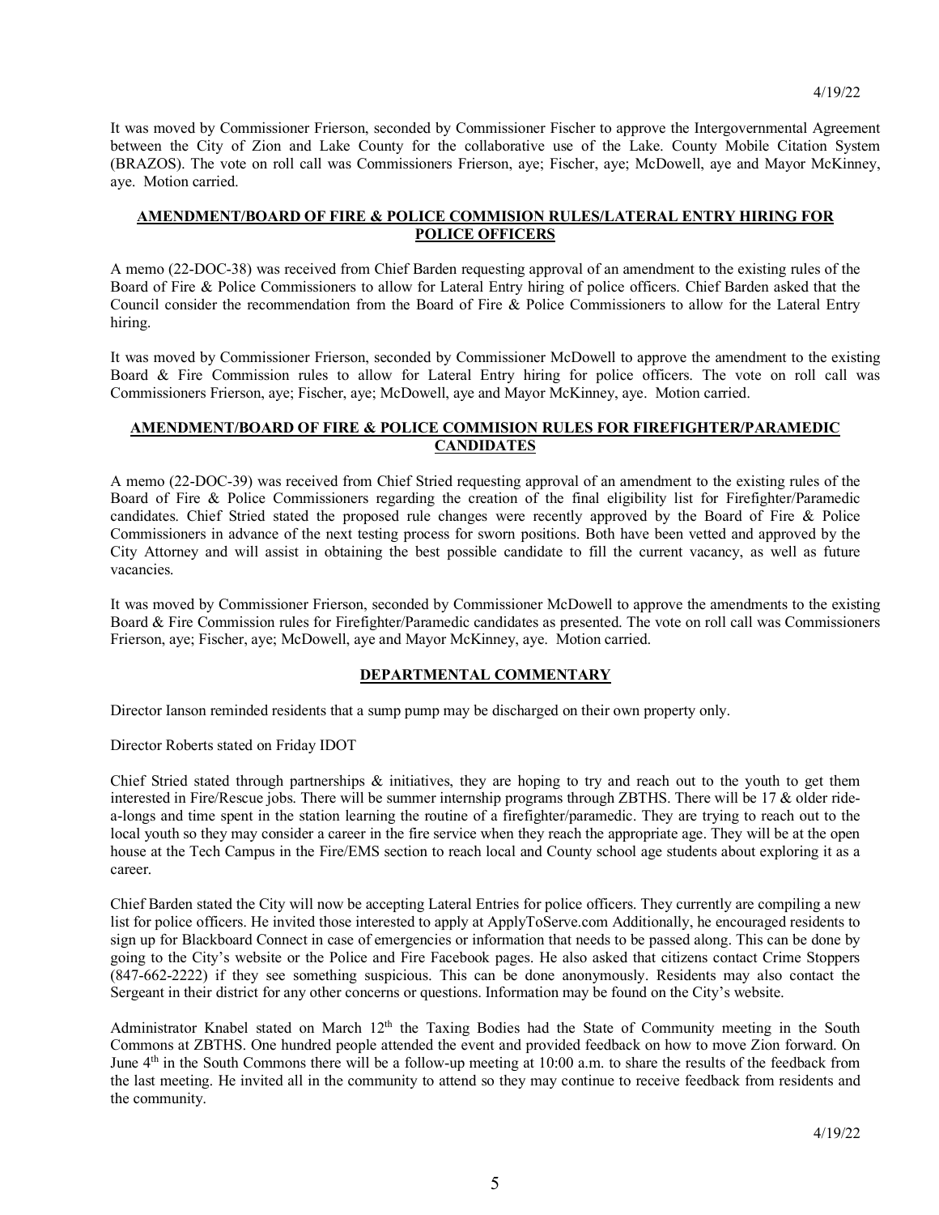It was moved by Commissioner Frierson, seconded by Commissioner Fischer to approve the Intergovernmental Agreement between the City of Zion and Lake County for the collaborative use of the Lake. County Mobile Citation System (BRAZOS). The vote on roll call was Commissioners Frierson, aye; Fischer, aye; McDowell, aye and Mayor McKinney, aye. Motion carried.

**AMENDMENT/BOARD OF FIRE & POLICE COMMISION RULES/LATERAL ENTRY HIRING FOR POLICE OFFICERS**

A memo (22-DOC-38) was received from Chief Barden requesting approval of an amendment to the existing rules of the Board of Fire & Police Commissioners to allow for Lateral Entry hiring of police officers. Chief Barden asked that the Council consider the recommendation from the Board of Fire & Police Commissioners to allow for the Lateral Entry hiring.

It was moved by Commissioner Frierson, seconded by Commissioner McDowell to approve the amendment to the existing Board & Fire Commission rules to allow for Lateral Entry hiring for police officers. The vote on roll call was Commissioners Frierson, aye; Fischer, aye; McDowell, aye and Mayor McKinney, aye. Motion carried.

**AMENDMENT/BOARD OF FIRE & POLICE COMMISION RULES FOR FIREFIGHTER/PARAMEDIC CANDIDATES**

A memo (22-DOC-39) was received from Chief Stried requesting approval of an amendment to the existing rules of the Board of Fire & Police Commissioners regarding the creation of the final eligibility list for Firefighter/Paramedic candidates. Chief Stried stated the proposed rule changes were recently approved by the Board of Fire & Police Commissioners in advance of the next testing process for sworn positions. Both have been vetted and approved by the City Attorney and will assist in obtaining the best possible candidate to fill the current vacancy, as well as future vacancies.

It was moved by Commissioner Frierson, seconded by Commissioner McDowell to approve the amendments to the existing Board & Fire Commission rules for Firefighter/Paramedic candidates as presented. The vote on roll call was Commissioners Frierson, aye; Fischer, aye; McDowell, aye and Mayor McKinney, aye. Motion carried.

**DEPARTMENTAL COMMENTARY**

Director Ianson reminded residents that a sump pump may be discharged on their own property only.

Director Roberts stated on Friday IDOT

Chief Stried stated through partnerships & initiatives, they are hoping to try and reach out to the youth to get them interested in Fire/Rescue jobs. There will be summer internship programs through ZBTHS. There will be 17 & older ride-a-longs and time spent in the station learning the routine of a firefighter/paramedic. They are trying to reach out to the local youth so they may consider a career in the fire service when they reach the appropriate age. They will be at the open house at the Tech Campus in the Fire/EMS section to reach local and County school age students about exploring it as a career.

Chief Barden stated the City will now be accepting Lateral Entries for police officers. They currently are compiling a new list for police officers. He invited those interested to apply at ApplyToServe.com Additionally, he encouraged residents to sign up for Blackboard Connect in case of emergencies or information that needs to be passed along. This can be done by going to the City's website or the Police and Fire Facebook pages. He also asked that citizens contact Crime Stoppers (847-662-2222) if they see something suspicious. This can be done anonymously. Residents may also contact the Sergeant in their district for any other concerns or questions. Information may be found on the City's website.

Administrator Knabel stated on March 12th the Taxing Bodies had the State of Community meeting in the South Commons at ZBTHS. One hundred people attended the event and provided feedback on how to move Zion forward. On June 4th in the South Commons there will be a follow-up meeting at 10:00 a.m. to share the results of the feedback from the last meeting. He invited all in the community to attend so they may continue to receive feedback from residents and the community.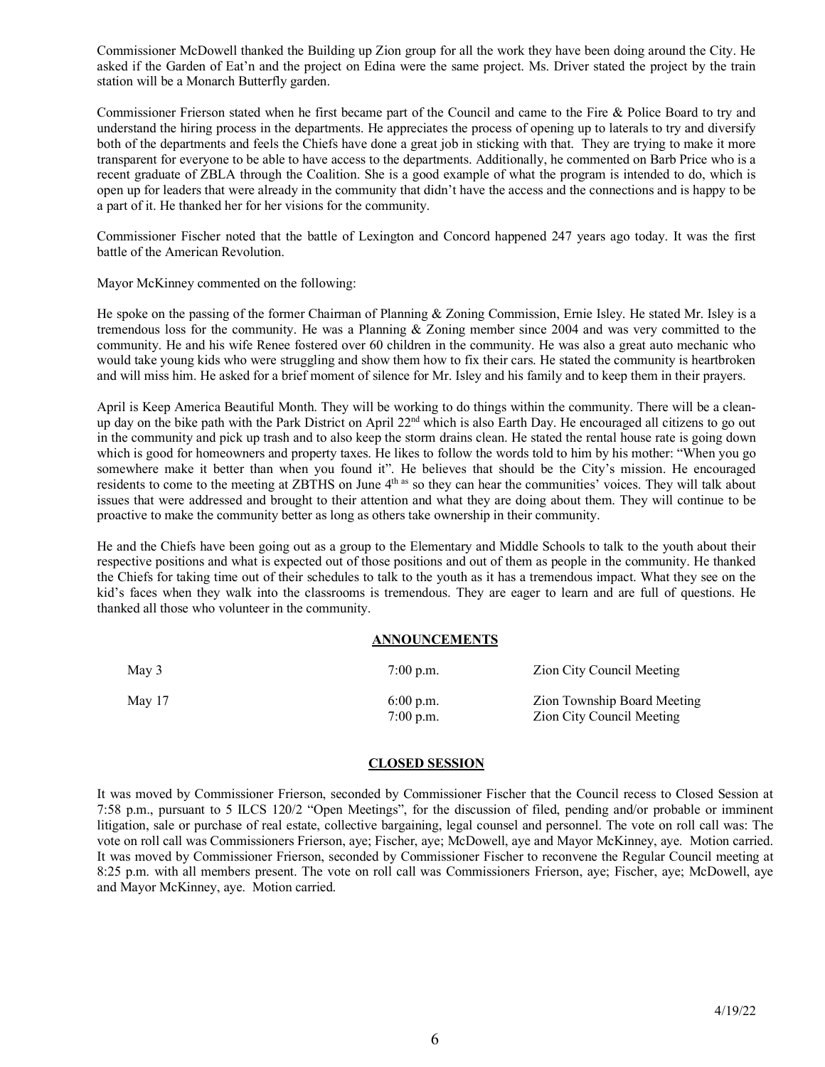Commissioner McDowell thanked the Building up Zion group for all the work they have been doing around the City. He asked if the Garden of Eat'n and the project on Edina were the same project. Ms. Driver stated the project by the train station will be a Monarch Butterfly garden.

Commissioner Frierson stated when he first became part of the Council and came to the Fire & Police Board to try and understand the hiring process in the departments. He appreciates the process of opening up to laterals to try and diversify both of the departments and feels the Chiefs have done a great job in sticking with that. They are trying to make it more transparent for everyone to be able to have access to the departments. Additionally, he commented on Barb Price who is a recent graduate of ZBLA through the Coalition. She is a good example of what the program is intended to do, which is open up for leaders that were already in the community that didn't have the access and the connections and is happy to be a part of it. He thanked her for her visions for the community.

Commissioner Fischer noted that the battle of Lexington and Concord happened 247 years ago today. It was the first battle of the American Revolution.

Mayor McKinney commented on the following:

He spoke on the passing of the former Chairman of Planning & Zoning Commission, Ernie Isley. He stated Mr. Isley is a tremendous loss for the community. He was a Planning & Zoning member since 2004 and was very committed to the community. He and his wife Renee fostered over 60 children in the community. He was also a great auto mechanic who would take young kids who were struggling and show them how to fix their cars. He stated the community is heartbroken and will miss him. He asked for a brief moment of silence for Mr. Isley and his family and to keep them in their prayers.

April is Keep America Beautiful Month. They will be working to do things within the community. There will be a clean-up day on the bike path with the Park District on April 22nd which is also Earth Day. He encouraged all citizens to go out in the community and pick up trash and to also keep the storm drains clean. He stated the rental house rate is going down which is good for homeowners and property taxes. He likes to follow the words told to him by his mother: "When you go somewhere make it better than when you found it". He believes that should be the City's mission. He encouraged residents to come to the meeting at ZBTHS on June 4th as so they can hear the communities' voices. They will talk about issues that were addressed and brought to their attention and what they are doing about them. They will continue to be proactive to make the community better as long as others take ownership in their community.

He and the Chiefs have been going out as a group to the Elementary and Middle Schools to talk to the youth about their respective positions and what is expected out of those positions and out of them as people in the community. He thanked the Chiefs for taking time out of their schedules to talk to the youth as it has a tremendous impact. What they see on the kid's faces when they walk into the classrooms is tremendous. They are eager to learn and are full of questions. He thanked all those who volunteer in the community.

## ANNOUNCEMENTS

| | | |
|---|---|---|
| May 3 | 7:00 p.m. | Zion City Council Meeting |
| May 17 | 6:00 p.m. | Zion Township Board Meeting |
| | 7:00 p.m. | Zion City Council Meeting |

## CLOSED SESSION

It was moved by Commissioner Frierson, seconded by Commissioner Fischer that the Council recess to Closed Session at 7:58 p.m., pursuant to 5 ILCS 120/2 "Open Meetings", for the discussion of filed, pending and/or probable or imminent litigation, sale or purchase of real estate, collective bargaining, legal counsel and personnel. The vote on roll call was: The vote on roll call was Commissioners Frierson, aye; Fischer, aye; McDowell, aye and Mayor McKinney, aye. Motion carried. It was moved by Commissioner Frierson, seconded by Commissioner Fischer to reconvene the Regular Council meeting at 8:25 p.m. with all members present. The vote on roll call was Commissioners Frierson, aye; Fischer, aye; McDowell, aye and Mayor McKinney, aye. Motion carried.

4/19/22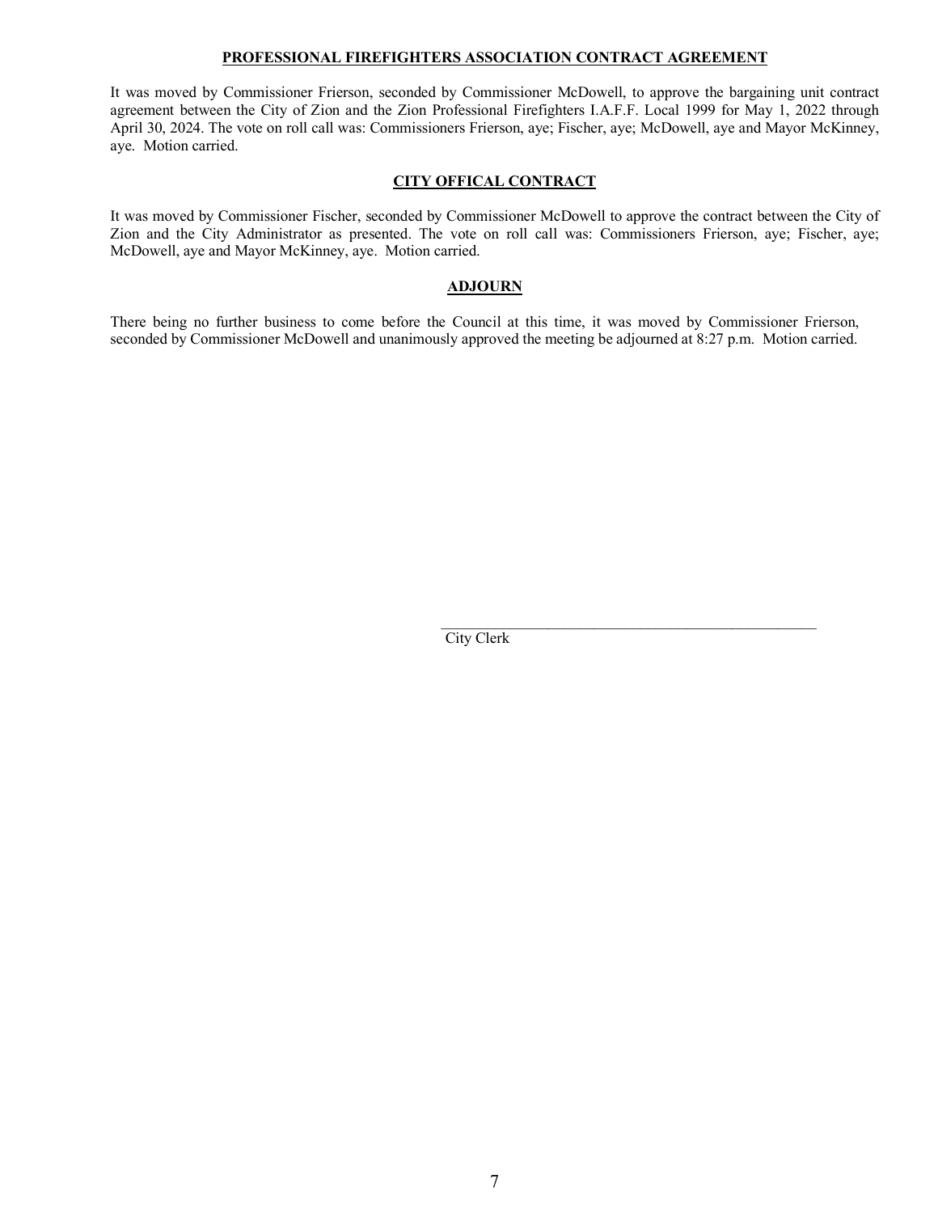**PROFESSIONAL FIREFIGHTERS ASSOCIATION CONTRACT AGREEMENT**

It was moved by Commissioner Frierson, seconded by Commissioner McDowell, to approve the bargaining unit contract agreement between the City of Zion and the Zion Professional Firefighters I.A.F.F. Local 1999 for May 1, 2022 through April 30, 2024. The vote on roll call was: Commissioners Frierson, aye; Fischer, aye; McDowell, aye and Mayor McKinney, aye. Motion carried.

**CITY OFFICAL CONTRACT**

It was moved by Commissioner Fischer, seconded by Commissioner McDowell to approve the contract between the City of Zion and the City Administrator as presented. The vote on roll call was: Commissioners Frierson, aye; Fischer, aye; McDowell, aye and Mayor McKinney, aye. Motion carried.

**ADJOURN**

There being no further business to come before the Council at this time, it was moved by Commissioner Frierson, seconded by Commissioner McDowell and unanimously approved the meeting be adjourned at 8:27 p.m. Motion carried.

\_\_\_\_\_\_\_\_\_\_\_\_\_\_\_\_\_\_\_\_\_\_\_\_\_\_\_\_\_\_\_\_\_\_\_\_\_\_\_\_

City Clerk